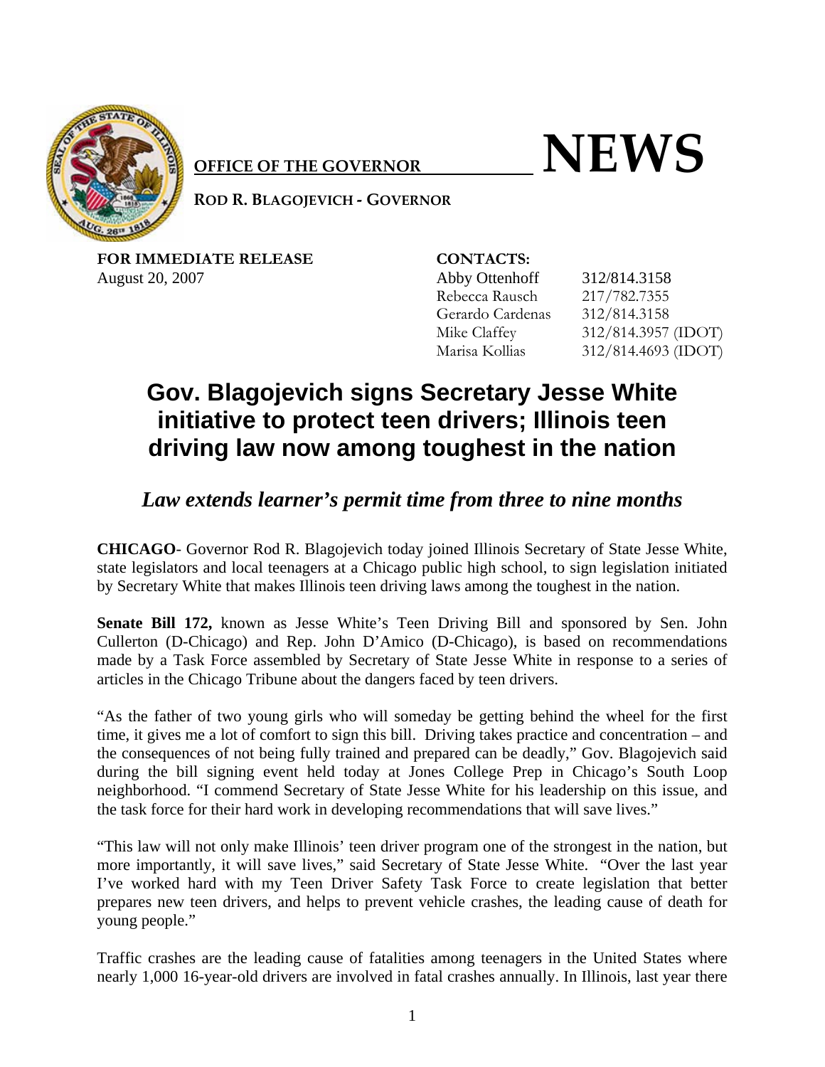**OFFICE OF THE GOVERNOR**

# NEWS

**ROD R. BLAGOJEVICH - GOVERNOR**

**FOR IMMEDIATE RELEASE**
August 20, 2007

**CONTACTS:**

| | |
|---|---|
| Abby Ottenhoff | 312/814.3158 |
| Rebecca Rausch | 217/782.7355 |
| Gerardo Cardenas | 312/814.3158 |
| Mike Claffey | 312/814.3957 (IDOT) |
| Marisa Kollias | 312/814.4693 (IDOT) |

## Gov. Blagojevich signs Secretary Jesse White initiative to protect teen drivers; Illinois teen driving law now among toughest in the nation

### *Law extends learner's permit time from three to nine months*

**CHICAGO**- Governor Rod R. Blagojevich today joined Illinois Secretary of State Jesse White, state legislators and local teenagers at a Chicago public high school, to sign legislation initiated by Secretary White that makes Illinois teen driving laws among the toughest in the nation.

**Senate Bill 172,** known as Jesse White's Teen Driving Bill and sponsored by Sen. John Cullerton (D-Chicago) and Rep. John D'Amico (D-Chicago), is based on recommendations made by a Task Force assembled by Secretary of State Jesse White in response to a series of articles in the Chicago Tribune about the dangers faced by teen drivers.

"As the father of two young girls who will someday be getting behind the wheel for the first time, it gives me a lot of comfort to sign this bill. Driving takes practice and concentration – and the consequences of not being fully trained and prepared can be deadly," Gov. Blagojevich said during the bill signing event held today at Jones College Prep in Chicago's South Loop neighborhood. "I commend Secretary of State Jesse White for his leadership on this issue, and the task force for their hard work in developing recommendations that will save lives."

"This law will not only make Illinois' teen driver program one of the strongest in the nation, but more importantly, it will save lives," said Secretary of State Jesse White. "Over the last year I've worked hard with my Teen Driver Safety Task Force to create legislation that better prepares new teen drivers, and helps to prevent vehicle crashes, the leading cause of death for young people."

Traffic crashes are the leading cause of fatalities among teenagers in the United States where nearly 1,000 16-year-old drivers are involved in fatal crashes annually. In Illinois, last year there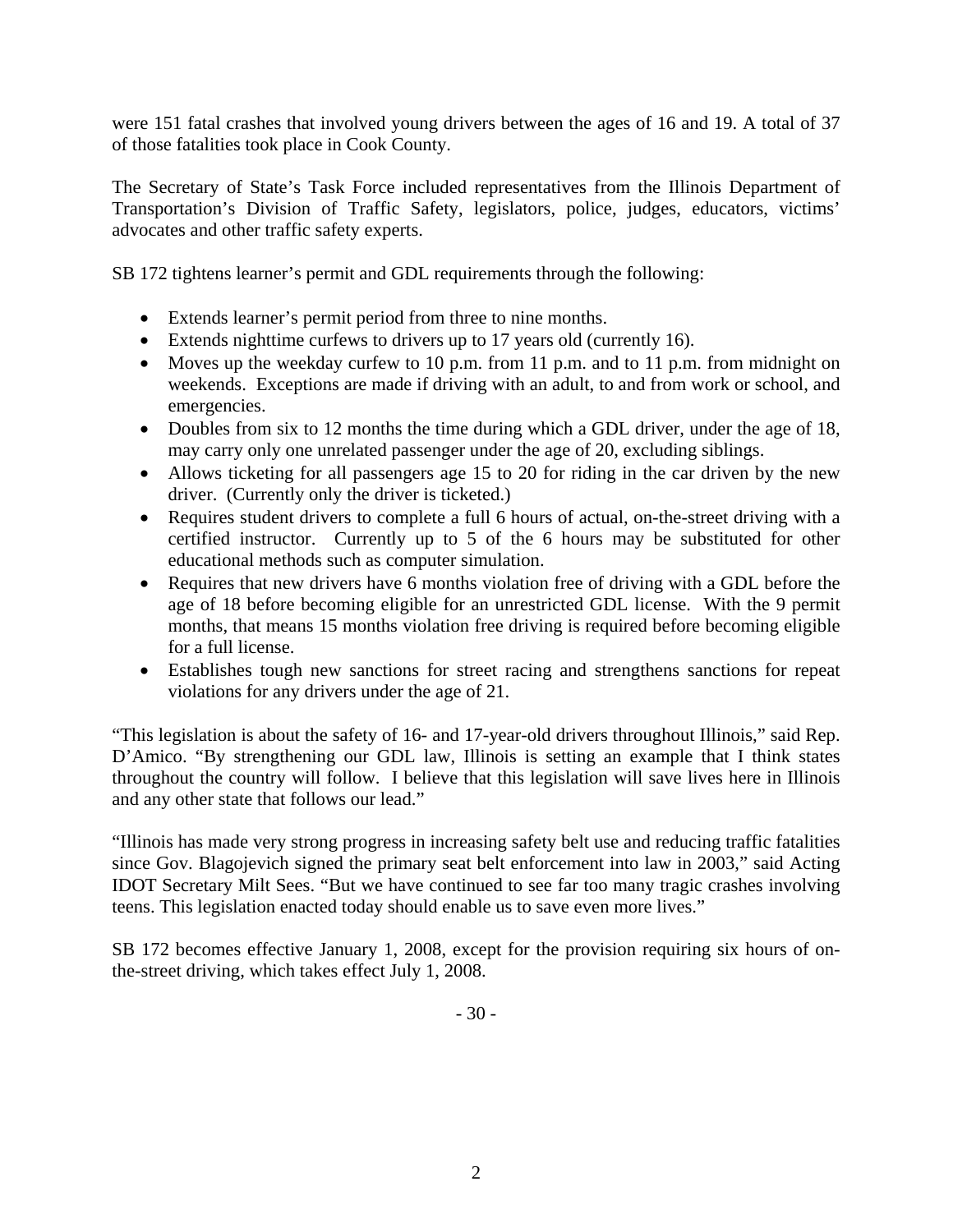were 151 fatal crashes that involved young drivers between the ages of 16 and 19. A total of 37 of those fatalities took place in Cook County.

The Secretary of State's Task Force included representatives from the Illinois Department of Transportation's Division of Traffic Safety, legislators, police, judges, educators, victims' advocates and other traffic safety experts.

SB 172 tightens learner's permit and GDL requirements through the following:

- Extends learner's permit period from three to nine months.
- Extends nighttime curfews to drivers up to 17 years old (currently 16).
- Moves up the weekday curfew to 10 p.m. from 11 p.m. and to 11 p.m. from midnight on weekends. Exceptions are made if driving with an adult, to and from work or school, and emergencies.
- Doubles from six to 12 months the time during which a GDL driver, under the age of 18, may carry only one unrelated passenger under the age of 20, excluding siblings.
- Allows ticketing for all passengers age 15 to 20 for riding in the car driven by the new driver. (Currently only the driver is ticketed.)
- Requires student drivers to complete a full 6 hours of actual, on-the-street driving with a certified instructor. Currently up to 5 of the 6 hours may be substituted for other educational methods such as computer simulation.
- Requires that new drivers have 6 months violation free of driving with a GDL before the age of 18 before becoming eligible for an unrestricted GDL license. With the 9 permit months, that means 15 months violation free driving is required before becoming eligible for a full license.
- Establishes tough new sanctions for street racing and strengthens sanctions for repeat violations for any drivers under the age of 21.

"This legislation is about the safety of 16- and 17-year-old drivers throughout Illinois," said Rep. D'Amico. "By strengthening our GDL law, Illinois is setting an example that I think states throughout the country will follow. I believe that this legislation will save lives here in Illinois and any other state that follows our lead."

"Illinois has made very strong progress in increasing safety belt use and reducing traffic fatalities since Gov. Blagojevich signed the primary seat belt enforcement into law in 2003," said Acting IDOT Secretary Milt Sees. "But we have continued to see far too many tragic crashes involving teens. This legislation enacted today should enable us to save even more lives."

SB 172 becomes effective January 1, 2008, except for the provision requiring six hours of on-the-street driving, which takes effect July 1, 2008.

- 30 -